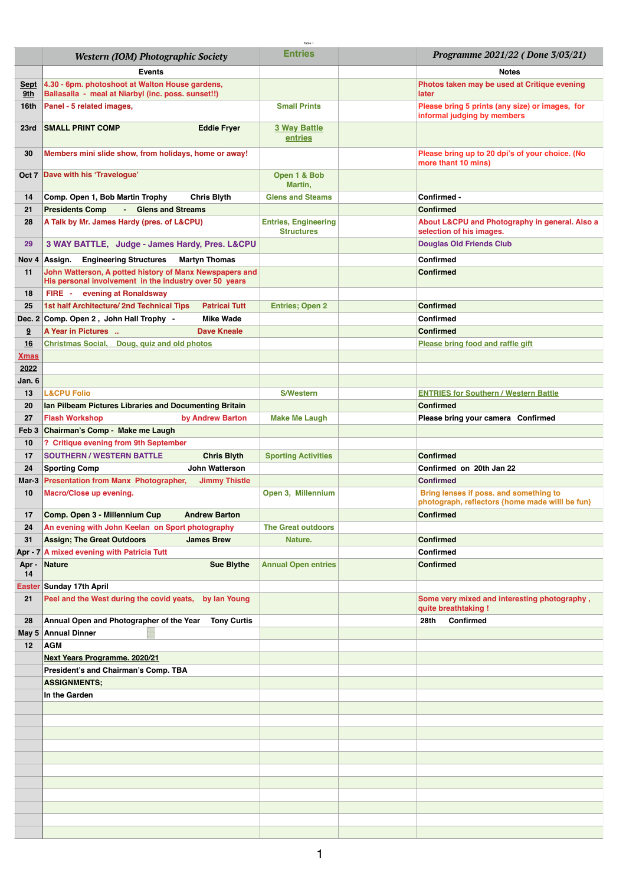| | Western (IOM) Photographic Society | Entries | | Programme 2021/22 ( Done 3/03/21) |
|---|---|---|---|---|
| | Events | | | Notes |
| Sept 9th | 4.30 - 6pm. photoshoot at Walton House gardens, Ballasalla - meal at Niarbyl (inc. poss. sunset!!) | | | Photos taken may be used at Critique evening later |
| 16th | Panel - 5 related images, | Small Prints | | Please bring 5 prints (any size) or images, for informal judging by members |
| 23rd | SMALL PRINT COMP Eddie Fryer | 3 Way Battle entries | | |
| 30 | Members mini slide show, from holidays, home or away! | | | Please bring up to 20 dpi's of your choice. (No more thant 10 mins) |
| Oct 7 | Dave with his 'Travelogue' | Open 1 & Bob Martin, | | |
| 14 | Comp. Open 1, Bob Martin Trophy Chris Blyth | Glens and Steams | | Confirmed - |
| 21 | Presidents Comp - Glens and Streams | | | Confirmed |
| 28 | A Talk by Mr. James Hardy (pres. of L&CPU) | Entries, Engineering Structures | | About L&CPU and Photography in general. Also a selection of his images. |
| 29 | 3 WAY BATTLE, Judge - James Hardy, Pres. L&CPU | | | Douglas Old Friends Club |
| Nov 4 | Assign. Engineering Structures Martyn Thomas | | | Confirmed |
| 11 | John Watterson, A potted history of Manx Newspapers and His personal involvement in the industry over 50 years | | | Confirmed |
| 18 | FIRE - evening at Ronaldsway | | | |
| 25 | 1st half Architecture/ 2nd Technical Tips Patricai Tutt | Entries; Open 2 | | Confirmed |
| Dec. 2 | Comp. Open 2 , John Hall Trophy - Mike Wade | | | Confirmed |
| 9 | A Year in Pictures .. Dave Kneale | | | Confirmed |
| 16 | Christmas Social, Doug, quiz and old photos | | | Please bring food and raffle gift |
| Xmas | | | | |
| 2022 | | | | |
| Jan. 6 | | | | |
| 13 | L&CPU Folio | S/Western | | ENTRIES for Southern / Western Battle |
| 20 | Ian Pilbeam Pictures Libraries and Documenting Britain | | | Confirmed |
| 27 | Flash Workshop by Andrew Barton | Make Me Laugh | | Please bring your camera Confirmed |
| Feb 3 | Chairman's Comp - Make me Laugh | | | |
| 10 | ? Critique evening from 9th September | | | |
| 17 | SOUTHERN / WESTERN BATTLE Chris Blyth | Sporting Activities | | Confirmed |
| 24 | Sporting Comp John Watterson | | | Confirmed on 20th Jan 22 |
| Mar-3 | Presentation from Manx Photographer, Jimmy Thistle | | | Confirmed |
| 10 | Macro/Close up evening. | Open 3, Millennium | | Bring lenses if poss. and something to photograph, reflectors {home made willl be fun} |
| 17 | Comp. Open 3 - Millennium Cup Andrew Barton | | | Confirmed |
| 24 | An evening with John Keelan on Sport photography | The Great outdoors | | |
| 31 | Assign; The Great Outdoors James Brew | Nature. | | Confirmed |
| Apr - 7 | A mixed evening with Patricia Tutt | | | Confirmed |
| Apr - 14 | Nature Sue Blythe | Annual Open entries | | Confirmed |
| Easter | Sunday 17th April | | | |
| 21 | Peel and the West during the covid yeats, by Ian Young | | | Some very mixed and interesting photography , quite breathtaking ! |
| 28 | Annual Open and Photographer of the Year Tony Curtis | | | 28th Confirmed |
| May 5 | Annual Dinner | | | |
| 12 | AGM | | | |
| | Next Years Programme. 2020/21 | | | |
| | President's and Chairman's Comp. TBA | | | |
| | ASSIGNMENTS; | | | |
| | In the Garden | | | |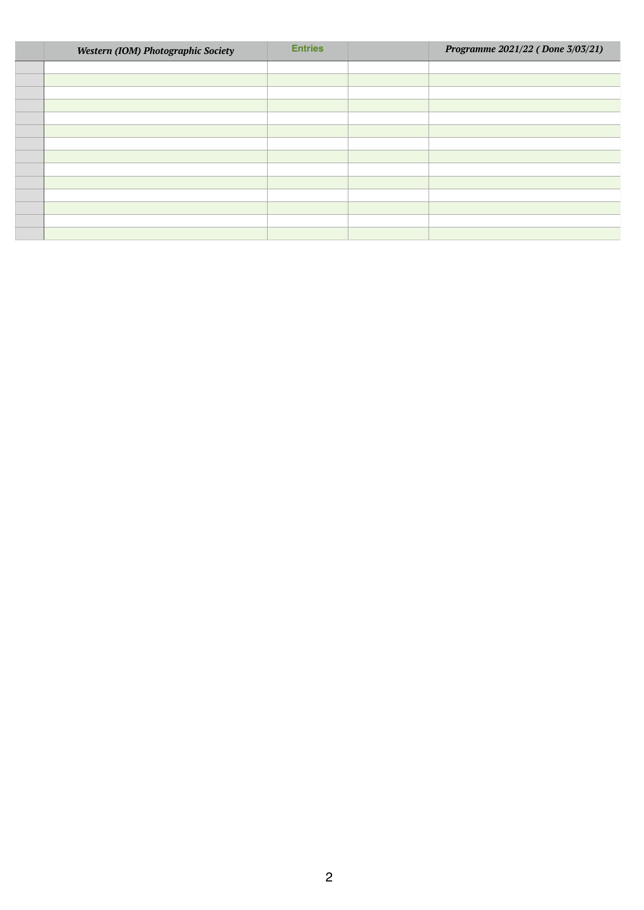| | Western (IOM) Photographic Society | Entries | | Programme 2021/22 ( Done 3/03/21) |
|---|---|---|---|---|
| | | | | |
| | | | | |
| | | | | |
| | | | | |
| | | | | |
| | | | | |
| | | | | |
| | | | | |
| | | | | |
| | | | | |
| | | | | |
| | | | | |
| | | | | |
| | | | | |